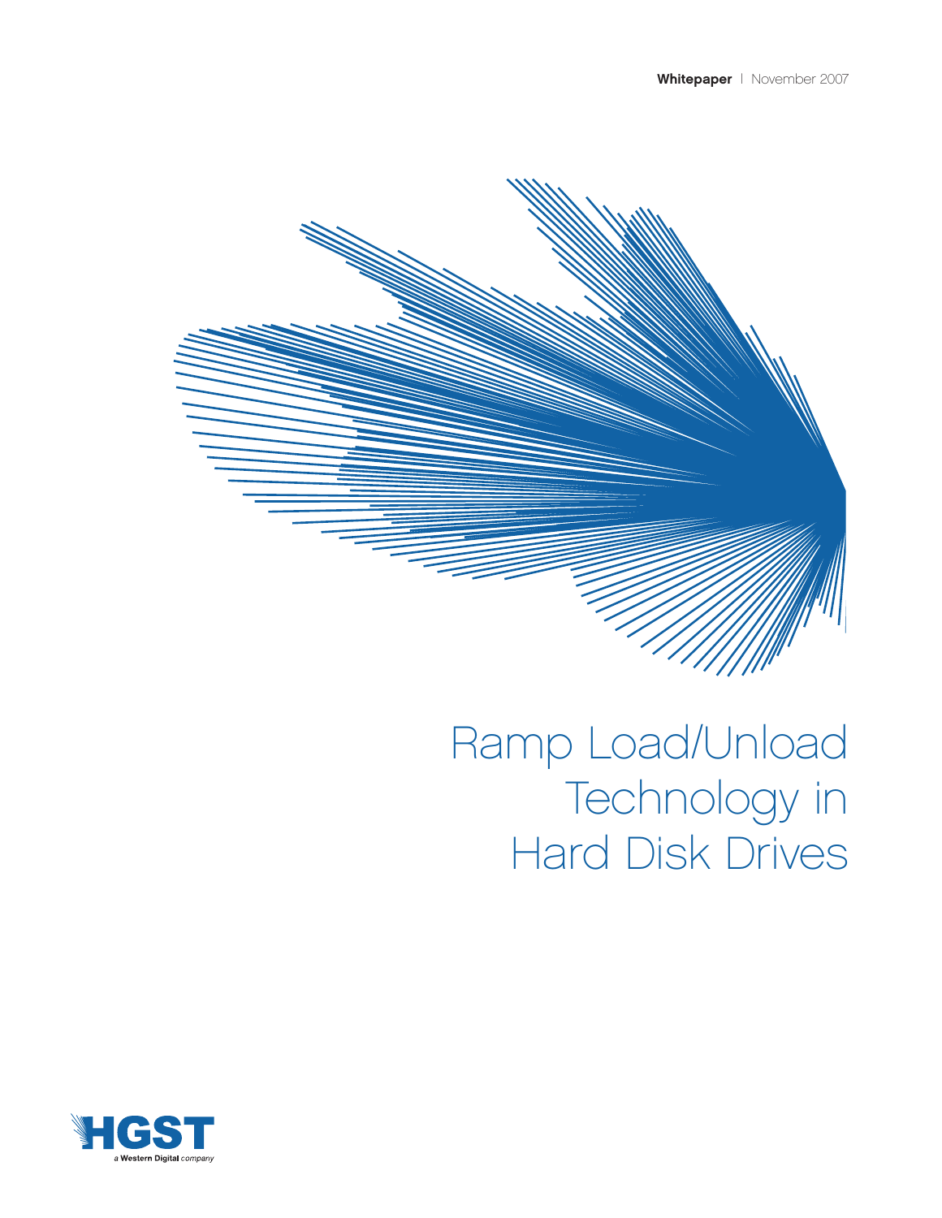**Whitepaper** | November 2007

# Ramp Load/Unload Technology in Hard Disk Drives

HGST

a Western Digital company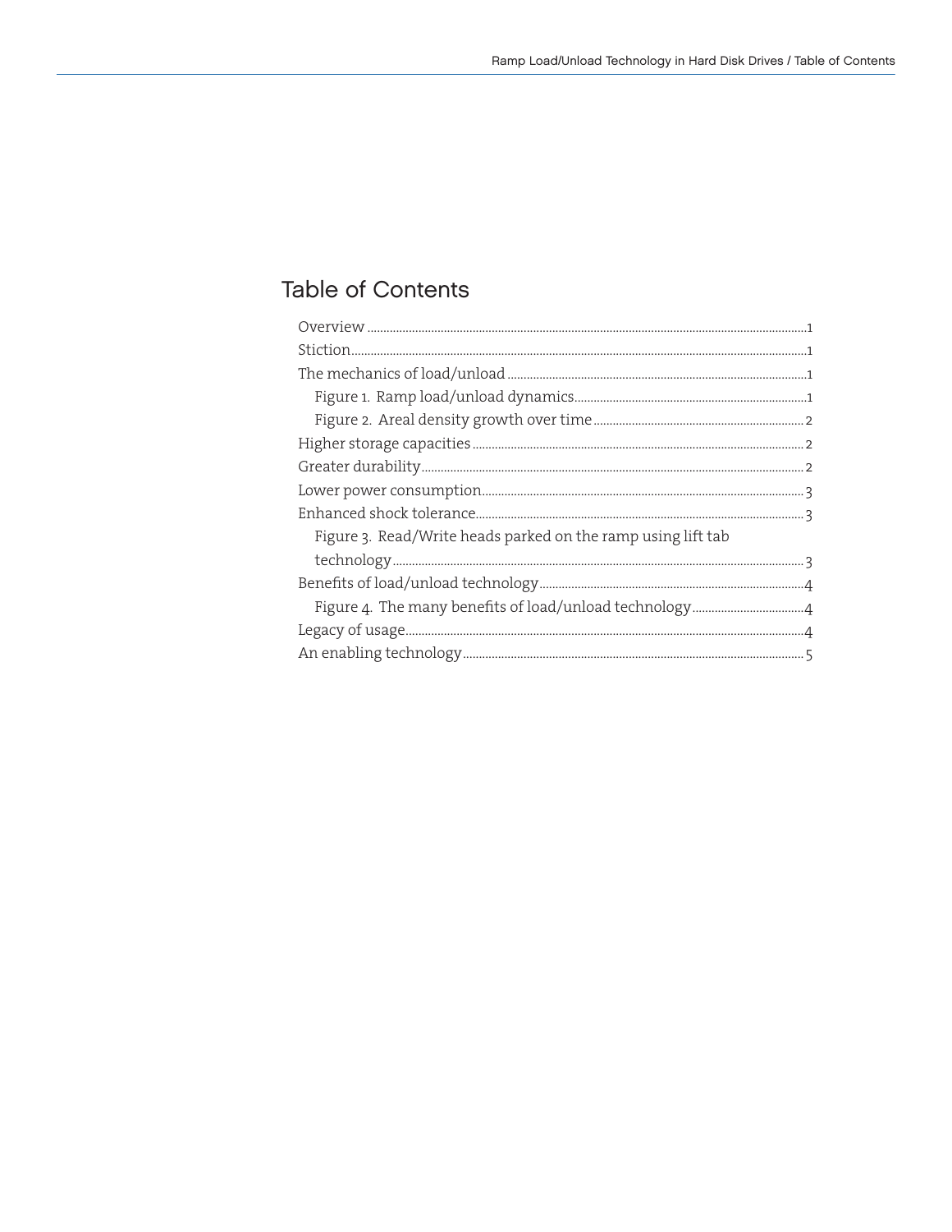## Table of Contents

- Overview ..... 1
- Stiction ..... 1
- The mechanics of load/unload ..... 1
  - Figure 1. Ramp load/unload dynamics ..... 1
  - Figure 2. Areal density growth over time ..... 2
- Higher storage capacities ..... 2
- Greater durability ..... 2
- Lower power consumption ..... 3
- Enhanced shock tolerance ..... 3
  - Figure 3. Read/Write heads parked on the ramp using lift tab technology ..... 3
- Benefits of load/unload technology ..... 4
  - Figure 4. The many benefits of load/unload technology ..... 4
- Legacy of usage ..... 4
- An enabling technology ..... 5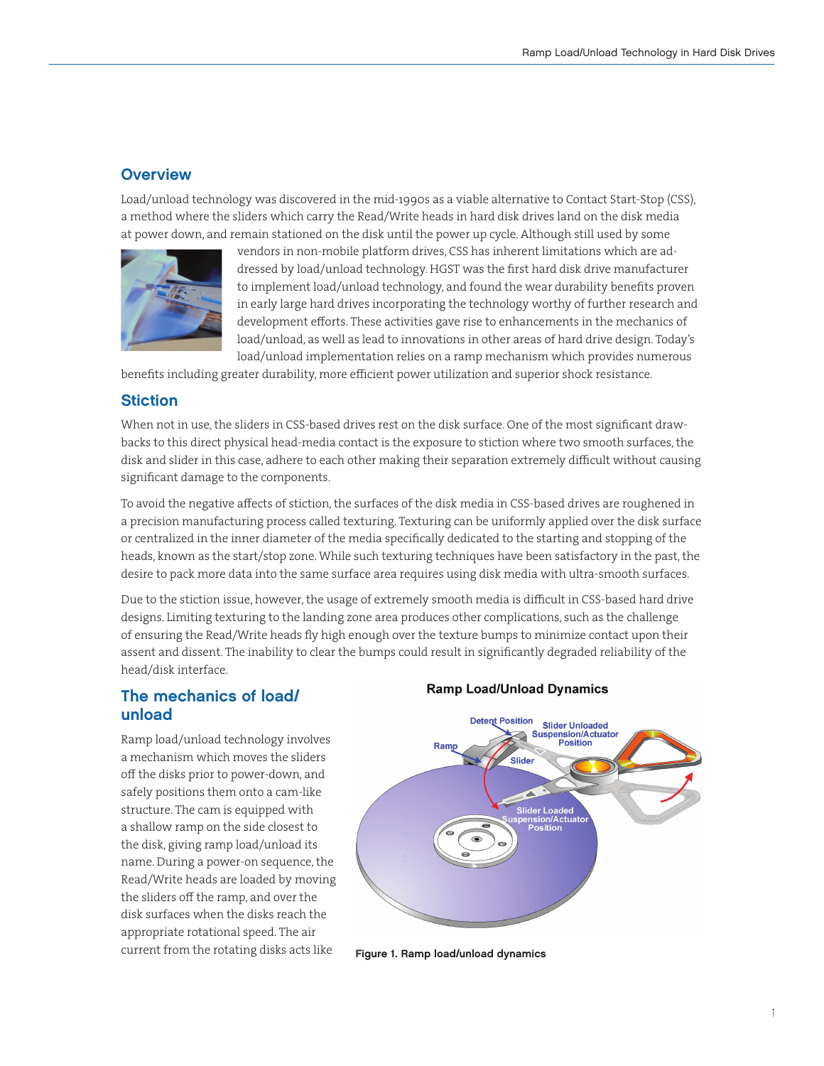## Overview

Load/unload technology was discovered in the mid-1990s as a viable alternative to Contact Start-Stop (CSS), a method where the sliders which carry the Read/Write heads in hard disk drives land on the disk media at power down, and remain stationed on the disk until the power up cycle. Although still used by some vendors in non-mobile platform drives, CSS has inherent limitations which are addressed by load/unload technology. HGST was the first hard disk drive manufacturer to implement load/unload technology, and found the wear durability benefits proven in early large hard drives incorporating the technology worthy of further research and development efforts. These activities gave rise to enhancements in the mechanics of load/unload, as well as lead to innovations in other areas of hard drive design. Today's load/unload implementation relies on a ramp mechanism which provides numerous benefits including greater durability, more efficient power utilization and superior shock resistance.

## Stiction

When not in use, the sliders in CSS-based drives rest on the disk surface. One of the most significant drawbacks to this direct physical head-media contact is the exposure to stiction where two smooth surfaces, the disk and slider in this case, adhere to each other making their separation extremely difficult without causing significant damage to the components.

To avoid the negative affects of stiction, the surfaces of the disk media in CSS-based drives are roughened in a precision manufacturing process called texturing. Texturing can be uniformly applied over the disk surface or centralized in the inner diameter of the media specifically dedicated to the starting and stopping of the heads, known as the start/stop zone. While such texturing techniques have been satisfactory in the past, the desire to pack more data into the same surface area requires using disk media with ultra-smooth surfaces.

Due to the stiction issue, however, the usage of extremely smooth media is difficult in CSS-based hard drive designs. Limiting texturing to the landing zone area produces other complications, such as the challenge of ensuring the Read/Write heads fly high enough over the texture bumps to minimize contact upon their assent and dissent. The inability to clear the bumps could result in significantly degraded reliability of the head/disk interface.

## The mechanics of load/unload

Ramp load/unload technology involves a mechanism which moves the sliders off the disks prior to power-down, and safely positions them onto a cam-like structure. The cam is equipped with a shallow ramp on the side closest to the disk, giving ramp load/unload its name. During a power-on sequence, the Read/Write heads are loaded by moving the sliders off the ramp, and over the disk surfaces when the disks reach the appropriate rotational speed. The air current from the rotating disks acts like

**Ramp Load/Unload Dynamics**

Figure 1. Ramp load/unload dynamics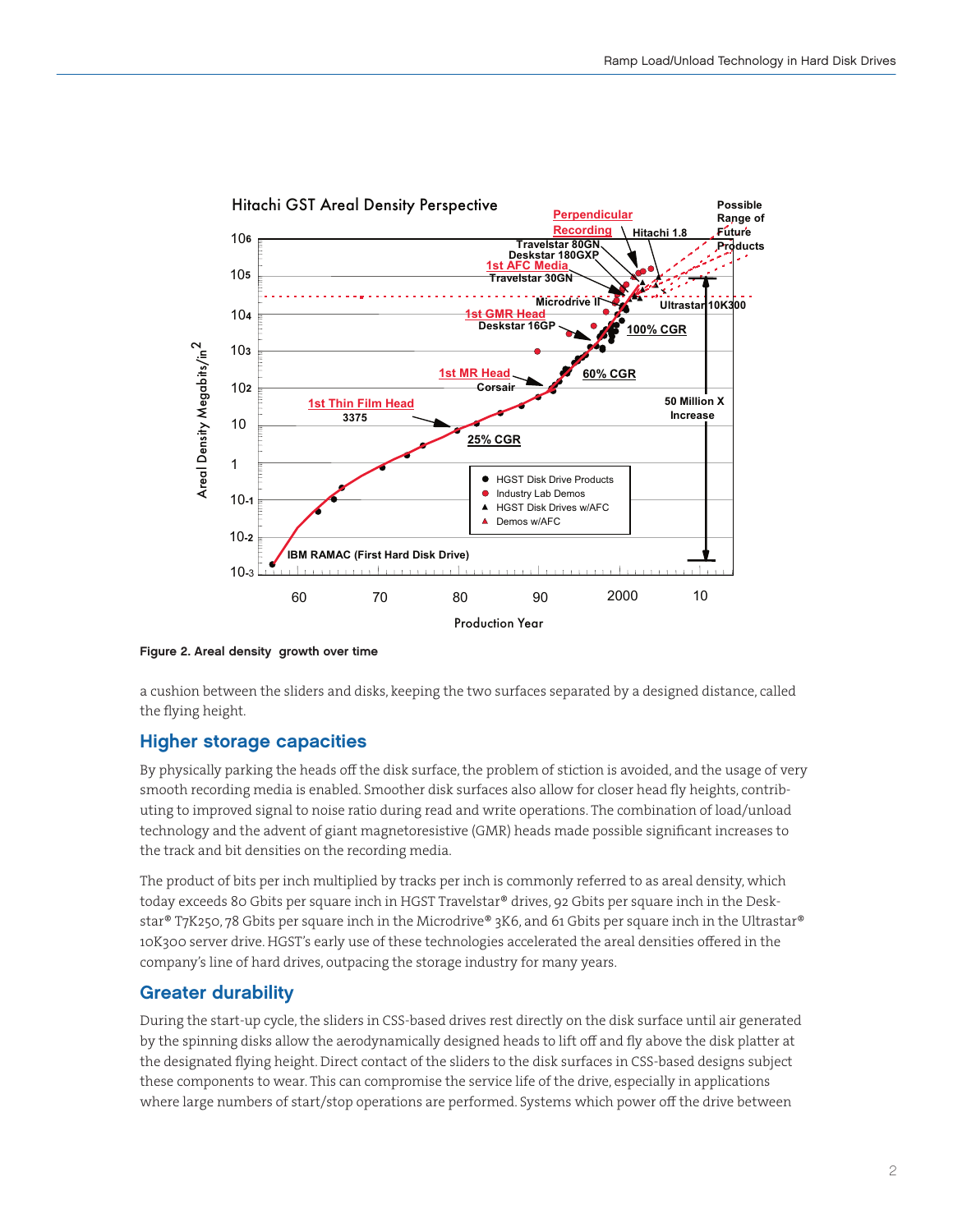Figure 2. Areal density growth over time

a cushion between the sliders and disks, keeping the two surfaces separated by a designed distance, called the flying height.

## Higher storage capacities

By physically parking the heads off the disk surface, the problem of stiction is avoided, and the usage of very smooth recording media is enabled. Smoother disk surfaces also allow for closer head fly heights, contributing to improved signal to noise ratio during read and write operations. The combination of load/unload technology and the advent of giant magnetoresistive (GMR) heads made possible significant increases to the track and bit densities on the recording media.

The product of bits per inch multiplied by tracks per inch is commonly referred to as areal density, which today exceeds 80 Gbits per square inch in HGST Travelstar® drives, 92 Gbits per square inch in the Deskstar® T7K250, 78 Gbits per square inch in the Microdrive® 3K6, and 61 Gbits per square inch in the Ultrastar® 10K300 server drive. HGST's early use of these technologies accelerated the areal densities offered in the company's line of hard drives, outpacing the storage industry for many years.

## Greater durability

During the start-up cycle, the sliders in CSS-based drives rest directly on the disk surface until air generated by the spinning disks allow the aerodynamically designed heads to lift off and fly above the disk platter at the designated flying height. Direct contact of the sliders to the disk surfaces in CSS-based designs subject these components to wear. This can compromise the service life of the drive, especially in applications where large numbers of start/stop operations are performed. Systems which power off the drive between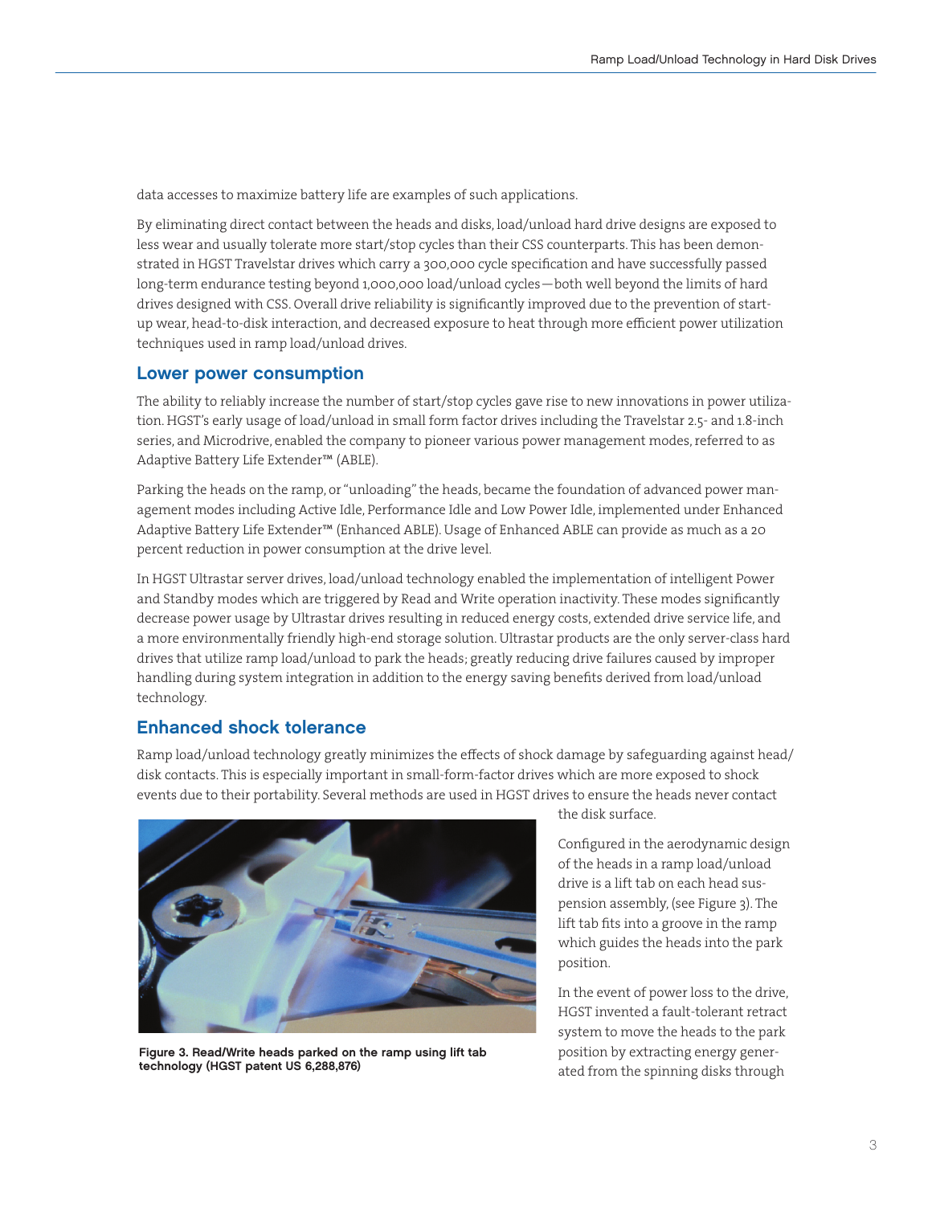data accesses to maximize battery life are examples of such applications.

By eliminating direct contact between the heads and disks, load/unload hard drive designs are exposed to less wear and usually tolerate more start/stop cycles than their CSS counterparts. This has been demonstrated in HGST Travelstar drives which carry a 300,000 cycle specification and have successfully passed long-term endurance testing beyond 1,000,000 load/unload cycles—both well beyond the limits of hard drives designed with CSS. Overall drive reliability is significantly improved due to the prevention of start-up wear, head-to-disk interaction, and decreased exposure to heat through more efficient power utilization techniques used in ramp load/unload drives.

## Lower power consumption

The ability to reliably increase the number of start/stop cycles gave rise to new innovations in power utilization. HGST's early usage of load/unload in small form factor drives including the Travelstar 2.5- and 1.8-inch series, and Microdrive, enabled the company to pioneer various power management modes, referred to as Adaptive Battery Life Extender™ (ABLE).

Parking the heads on the ramp, or "unloading" the heads, became the foundation of advanced power management modes including Active Idle, Performance Idle and Low Power Idle, implemented under Enhanced Adaptive Battery Life Extender™ (Enhanced ABLE). Usage of Enhanced ABLE can provide as much as a 20 percent reduction in power consumption at the drive level.

In HGST Ultrastar server drives, load/unload technology enabled the implementation of intelligent Power and Standby modes which are triggered by Read and Write operation inactivity. These modes significantly decrease power usage by Ultrastar drives resulting in reduced energy costs, extended drive service life, and a more environmentally friendly high-end storage solution. Ultrastar products are the only server-class hard drives that utilize ramp load/unload to park the heads; greatly reducing drive failures caused by improper handling during system integration in addition to the energy saving benefits derived from load/unload technology.

## Enhanced shock tolerance

Ramp load/unload technology greatly minimizes the effects of shock damage by safeguarding against head/disk contacts. This is especially important in small-form-factor drives which are more exposed to shock events due to their portability. Several methods are used in HGST drives to ensure the heads never contact the disk surface.

**Figure 3. Read/Write heads parked on the ramp using lift tab technology (HGST patent US 6,288,876)**

Configured in the aerodynamic design of the heads in a ramp load/unload drive is a lift tab on each head suspension assembly, (see Figure 3). The lift tab fits into a groove in the ramp which guides the heads into the park position.

In the event of power loss to the drive, HGST invented a fault-tolerant retract system to move the heads to the park position by extracting energy generated from the spinning disks through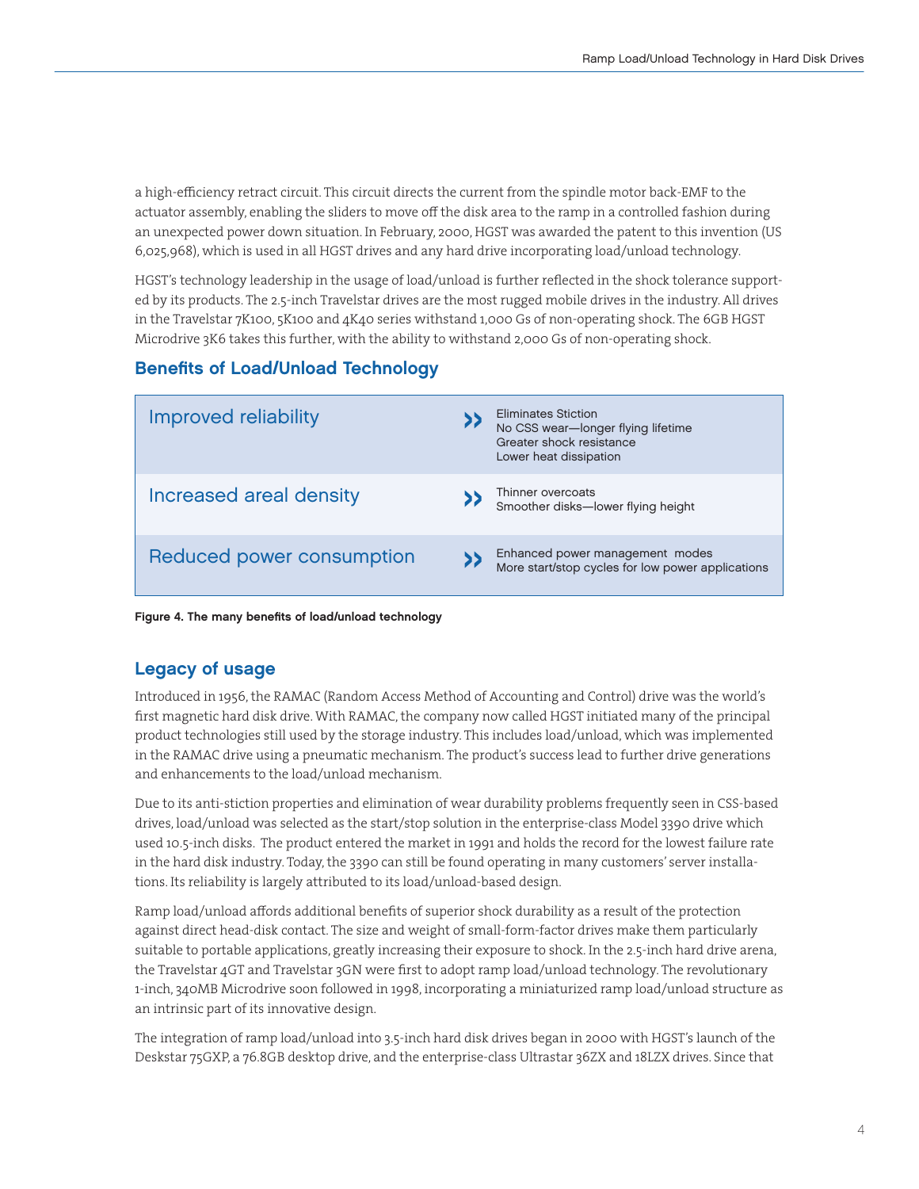a high-efficiency retract circuit. This circuit directs the current from the spindle motor back-EMF to the actuator assembly, enabling the sliders to move off the disk area to the ramp in a controlled fashion during an unexpected power down situation. In February, 2000, HGST was awarded the patent to this invention (US 6,025,968), which is used in all HGST drives and any hard drive incorporating load/unload technology.

HGST's technology leadership in the usage of load/unload is further reflected in the shock tolerance supported by its products. The 2.5-inch Travelstar drives are the most rugged mobile drives in the industry. All drives in the Travelstar 7K100, 5K100 and 4K40 series withstand 1,000 Gs of non-operating shock. The 6GB HGST Microdrive 3K6 takes this further, with the ability to withstand 2,000 Gs of non-operating shock.

## Benefits of Load/Unload Technology

| Benefit | Details |
| --- | --- |
| Improved reliability | Eliminates Stiction<br>No CSS wear—longer flying lifetime<br>Greater shock resistance<br>Lower heat dissipation |
| Increased areal density | Thinner overcoats<br>Smoother disks—lower flying height |
| Reduced power consumption | Enhanced power management modes<br>More start/stop cycles for low power applications |

**Figure 4. The many benefits of load/unload technology**

## Legacy of usage

Introduced in 1956, the RAMAC (Random Access Method of Accounting and Control) drive was the world's first magnetic hard disk drive. With RAMAC, the company now called HGST initiated many of the principal product technologies still used by the storage industry. This includes load/unload, which was implemented in the RAMAC drive using a pneumatic mechanism. The product's success lead to further drive generations and enhancements to the load/unload mechanism.

Due to its anti-stiction properties and elimination of wear durability problems frequently seen in CSS-based drives, load/unload was selected as the start/stop solution in the enterprise-class Model 3390 drive which used 10.5-inch disks. The product entered the market in 1991 and holds the record for the lowest failure rate in the hard disk industry. Today, the 3390 can still be found operating in many customers' server installations. Its reliability is largely attributed to its load/unload-based design.

Ramp load/unload affords additional benefits of superior shock durability as a result of the protection against direct head-disk contact. The size and weight of small-form-factor drives make them particularly suitable to portable applications, greatly increasing their exposure to shock. In the 2.5-inch hard drive arena, the Travelstar 4GT and Travelstar 3GN were first to adopt ramp load/unload technology. The revolutionary 1-inch, 340MB Microdrive soon followed in 1998, incorporating a miniaturized ramp load/unload structure as an intrinsic part of its innovative design.

The integration of ramp load/unload into 3.5-inch hard disk drives began in 2000 with HGST's launch of the Deskstar 75GXP, a 76.8GB desktop drive, and the enterprise-class Ultrastar 36ZX and 18LZX drives. Since that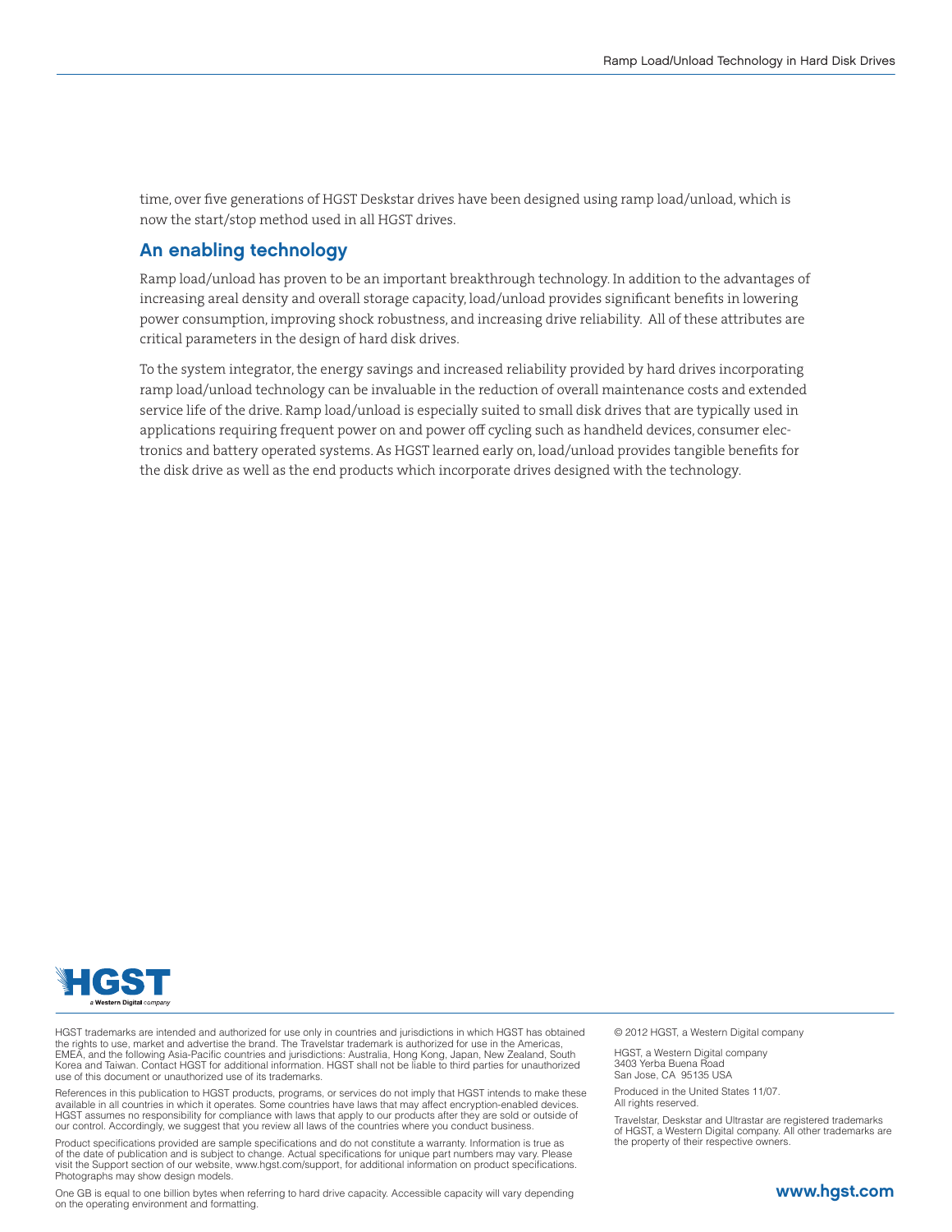time, over five generations of HGST Deskstar drives have been designed using ramp load/unload, which is now the start/stop method used in all HGST drives.

## An enabling technology

Ramp load/unload has proven to be an important breakthrough technology. In addition to the advantages of increasing areal density and overall storage capacity, load/unload provides significant benefits in lowering power consumption, improving shock robustness, and increasing drive reliability. All of these attributes are critical parameters in the design of hard disk drives.

To the system integrator, the energy savings and increased reliability provided by hard drives incorporating ramp load/unload technology can be invaluable in the reduction of overall maintenance costs and extended service life of the drive. Ramp load/unload is especially suited to small disk drives that are typically used in applications requiring frequent power on and power off cycling such as handheld devices, consumer electronics and battery operated systems. As HGST learned early on, load/unload provides tangible benefits for the disk drive as well as the end products which incorporate drives designed with the technology.

HGST
a Western Digital company

HGST trademarks are intended and authorized for use only in countries and jurisdictions in which HGST has obtained the rights to use, market and advertise the brand. The Travelstar trademark is authorized for use in the Americas, EMEA, and the following Asia-Pacific countries and jurisdictions: Australia, Hong Kong, Japan, New Zealand, South Korea and Taiwan. Contact HGST for additional information. HGST shall not be liable to third parties for unauthorized use of this document or unauthorized use of its trademarks.

References in this publication to HGST products, programs, or services do not imply that HGST intends to make these available in all countries in which it operates. Some countries have laws that may affect encryption-enabled devices. HGST assumes no responsibility for compliance with laws that apply to our products after they are sold or outside of our control. Accordingly, we suggest that you review all laws of the countries where you conduct business.

Product specifications provided are sample specifications and do not constitute a warranty. Information is true as of the date of publication and is subject to change. Actual specifications for unique part numbers may vary. Please visit the Support section of our website, www.hgst.com/support, for additional information on product specifications. Photographs may show design models.

One GB is equal to one billion bytes when referring to hard drive capacity. Accessible capacity will vary depending on the operating environment and formatting.

© 2012 HGST, a Western Digital company

HGST, a Western Digital company
3403 Yerba Buena Road
San Jose, CA 95135 USA

Produced in the United States 11/07.
All rights reserved.

Travelstar, Deskstar and Ultrastar are registered trademarks of HGST, a Western Digital company. All other trademarks are the property of their respective owners.

**www.hgst.com**